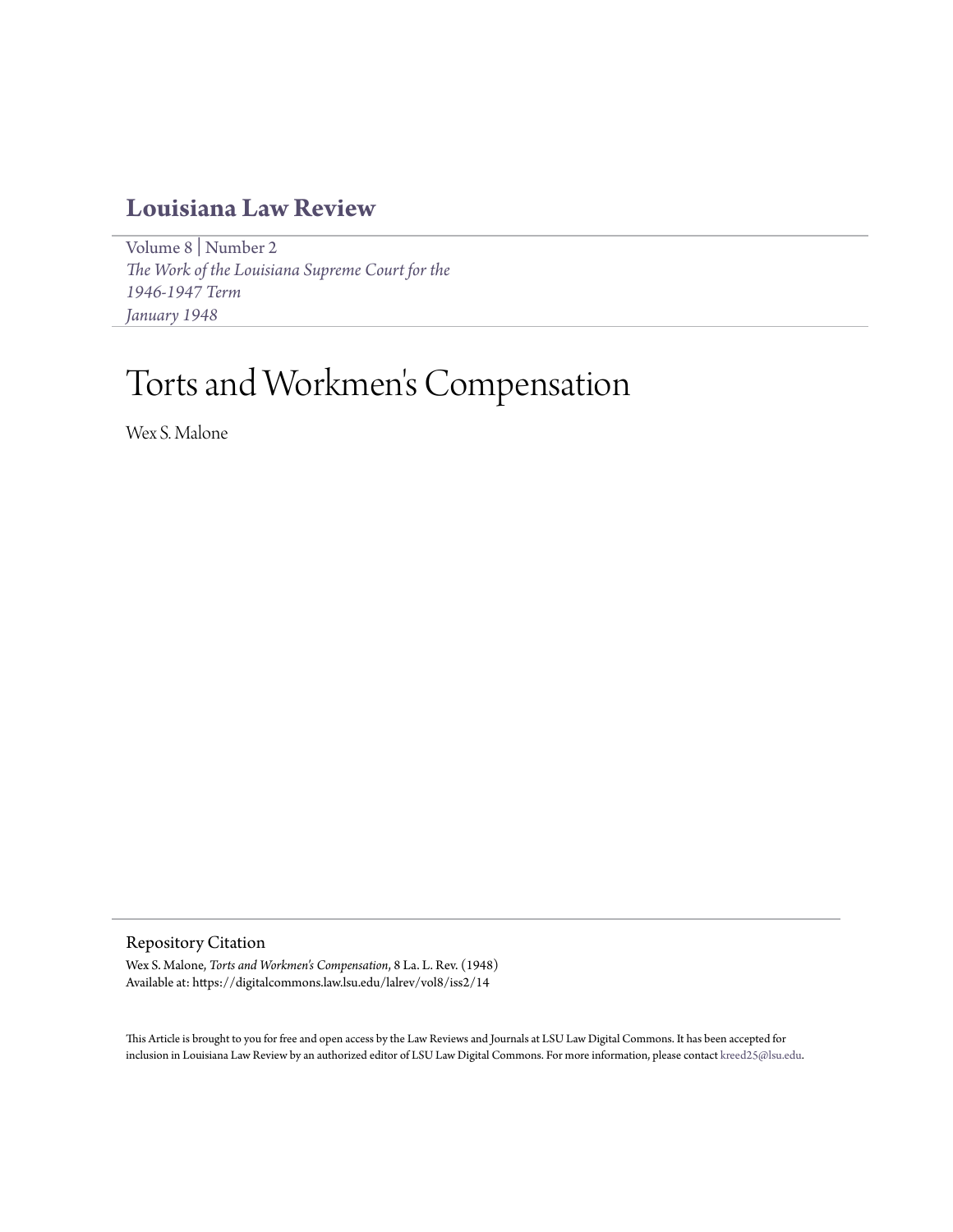# Louisiana Law Review

Volume 8 | Number 2
*The Work of the Louisiana Supreme Court for the 1946-1947 Term*
*January 1948*

# Torts and Workmen's Compensation

Wex S. Malone

## Repository Citation

Wex S. Malone, *Torts and Workmen's Compensation*, 8 La. L. Rev. (1948)
Available at: https://digitalcommons.law.lsu.edu/lalrev/vol8/iss2/14

This Article is brought to you for free and open access by the Law Reviews and Journals at LSU Law Digital Commons. It has been accepted for inclusion in Louisiana Law Review by an authorized editor of LSU Law Digital Commons. For more information, please contact kreed25@lsu.edu.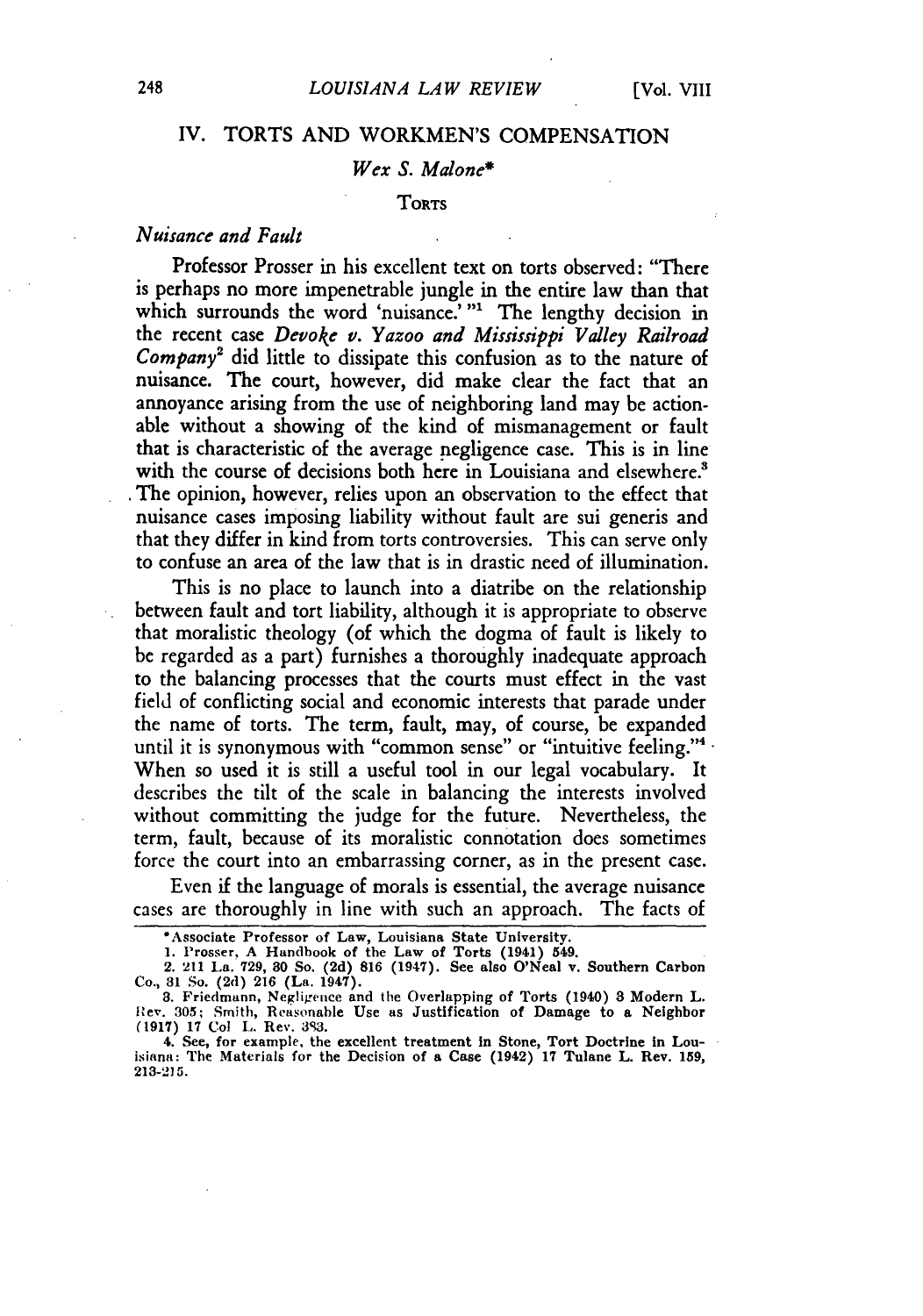## IV. TORTS AND WORKMEN'S COMPENSATION

*Wex S. Malone**

### TORTS

*Nuisance and Fault*

Professor Prosser in his excellent text on torts observed: "There is perhaps no more impenetrable jungle in the entire law than that which surrounds the word 'nuisance.'"[1] The lengthy decision in the recent case *Devoke v. Yazoo and Mississippi Valley Railroad Company*[2] did little to dissipate this confusion as to the nature of nuisance. The court, however, did make clear the fact that an annoyance arising from the use of neighboring land may be actionable without a showing of the kind of mismanagement or fault that is characteristic of the average negligence case. This is in line with the course of decisions both here in Louisiana and elsewhere.[3] The opinion, however, relies upon an observation to the effect that nuisance cases imposing liability without fault are sui generis and that they differ in kind from torts controversies. This can serve only to confuse an area of the law that is in drastic need of illumination.

This is no place to launch into a diatribe on the relationship between fault and tort liability, although it is appropriate to observe that moralistic theology (of which the dogma of fault is likely to be regarded as a part) furnishes a thoroughly inadequate approach to the balancing processes that the courts must effect in the vast field of conflicting social and economic interests that parade under the name of torts. The term, fault, may, of course, be expanded until it is synonymous with "common sense" or "intuitive feeling."[4] When so used it is still a useful tool in our legal vocabulary. It describes the tilt of the scale in balancing the interests involved without committing the judge for the future. Nevertheless, the term, fault, because of its moralistic connotation does sometimes force the court into an embarrassing corner, as in the present case.

Even if the language of morals is essential, the average nuisance cases are thoroughly in line with such an approach. The facts of

---

*Associate Professor of Law, Louisiana State University.

1. Prosser, A Handbook of the Law of Torts (1941) 549.

2. 211 La. 729, 30 So. (2d) 816 (1947). See also O'Neal v. Southern Carbon Co., 31 So. (2d) 216 (La. 1947).

3. Friedmann, Negligence and the Overlapping of Torts (1940) 3 Modern L. Rev. 305; Smith, Reasonable Use as Justification of Damage to a Neighbor (1917) 17 Col L. Rev. 383.

4. See, for example, the excellent treatment in Stone, Tort Doctrine in Louisiana: The Materials for the Decision of a Case (1942) 17 Tulane L. Rev. 159, 213-215.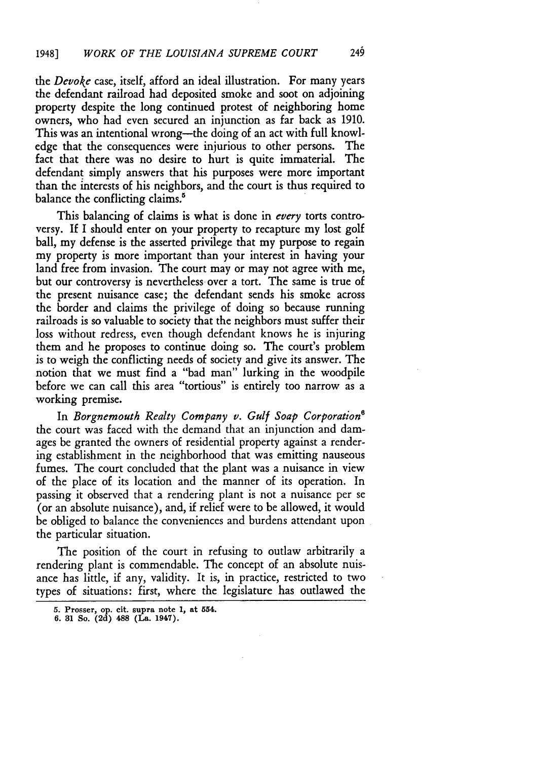the *Devoke* case, itself, afford an ideal illustration. For many years the defendant railroad had deposited smoke and soot on adjoining property despite the long continued protest of neighboring home owners, who had even secured an injunction as far back as 1910. This was an intentional wrong—the doing of an act with full knowledge that the consequences were injurious to other persons. The fact that there was no desire to hurt is quite immaterial. The defendant simply answers that his purposes were more important than the interests of his neighbors, and the court is thus required to balance the conflicting claims.[5]

This balancing of claims is what is done in *every* torts controversy. If I should enter on your property to recapture my lost golf ball, my defense is the asserted privilege that my purpose to regain my property is more important than your interest in having your land free from invasion. The court may or may not agree with me, but our controversy is nevertheless over a tort. The same is true of the present nuisance case; the defendant sends his smoke across the border and claims the privilege of doing so because running railroads is so valuable to society that the neighbors must suffer their loss without redress, even though defendant knows he is injuring them and he proposes to continue doing so. The court's problem is to weigh the conflicting needs of society and give its answer. The notion that we must find a "bad man" lurking in the woodpile before we can call this area "tortious" is entirely too narrow as a working premise.

In *Borgnemouth Realty Company v. Gulf Soap Corporation*[6] the court was faced with the demand that an injunction and damages be granted the owners of residential property against a rendering establishment in the neighborhood that was emitting nauseous fumes. The court concluded that the plant was a nuisance in view of the place of its location and the manner of its operation. In passing it observed that a rendering plant is not a nuisance per se (or an absolute nuisance), and, if relief were to be allowed, it would be obliged to balance the conveniences and burdens attendant upon the particular situation.

The position of the court in refusing to outlaw arbitrarily a rendering plant is commendable. The concept of an absolute nuisance has little, if any, validity. It is, in practice, restricted to two types of situations: first, where the legislature has outlawed the

5. Prosser, op. cit. supra note 1, at 554.

6. 31 So. (2d) 488 (La. 1947).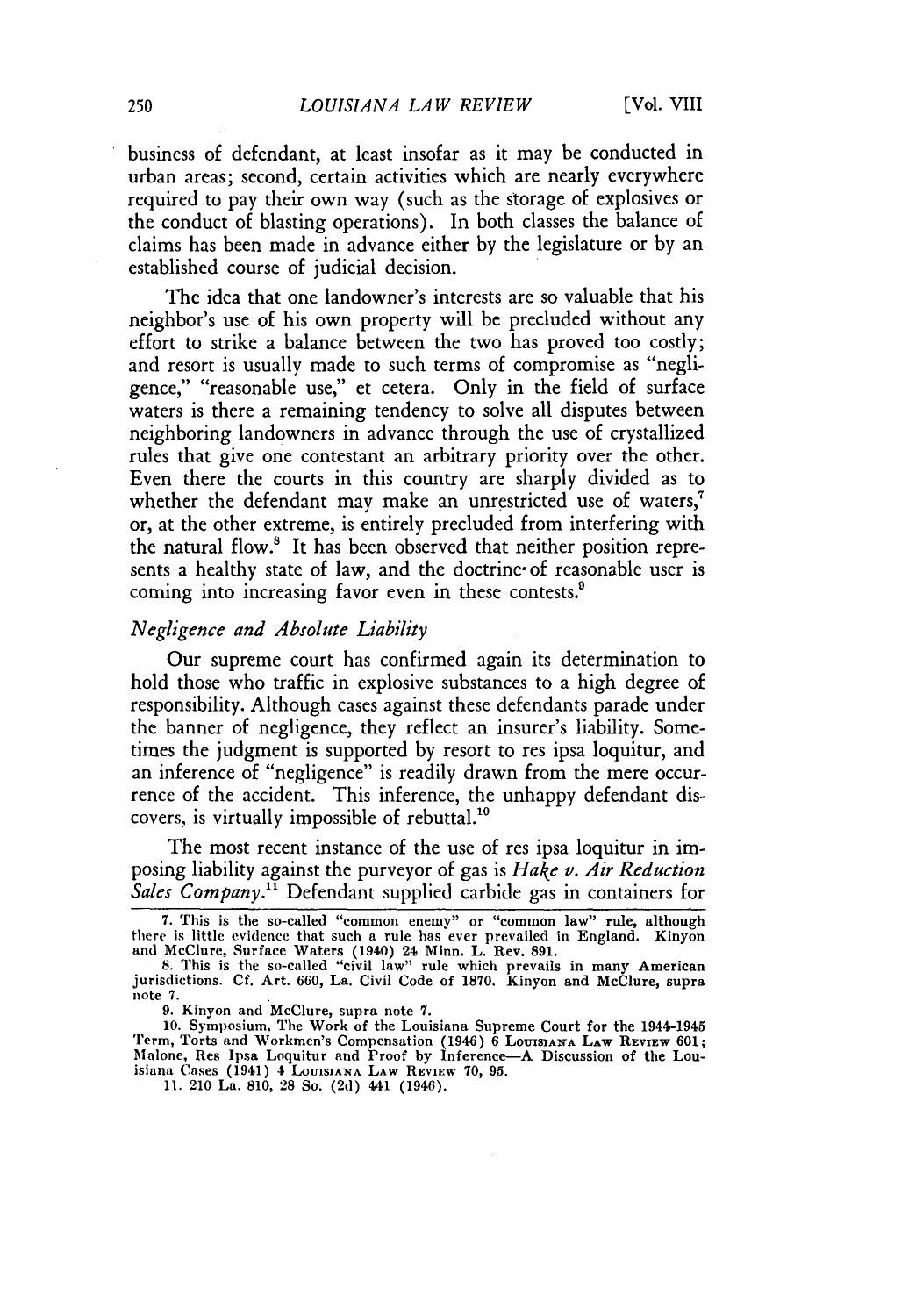business of defendant, at least insofar as it may be conducted in urban areas; second, certain activities which are nearly everywhere required to pay their own way (such as the storage of explosives or the conduct of blasting operations). In both classes the balance of claims has been made in advance either by the legislature or by an established course of judicial decision.

The idea that one landowner's interests are so valuable that his neighbor's use of his own property will be precluded without any effort to strike a balance between the two has proved too costly; and resort is usually made to such terms of compromise as "negligence," "reasonable use," et cetera. Only in the field of surface waters is there a remaining tendency to solve all disputes between neighboring landowners in advance through the use of crystallized rules that give one contestant an arbitrary priority over the other. Even there the courts in this country are sharply divided as to whether the defendant may make an unrestricted use of waters,[7] or, at the other extreme, is entirely precluded from interfering with the natural flow.[8] It has been observed that neither position represents a healthy state of law, and the doctrine of reasonable user is coming into increasing favor even in these contests.[9]

### *Negligence and Absolute Liability*

Our supreme court has confirmed again its determination to hold those who traffic in explosive substances to a high degree of responsibility. Although cases against these defendants parade under the banner of negligence, they reflect an insurer's liability. Sometimes the judgment is supported by resort to res ipsa loquitur, and an inference of "negligence" is readily drawn from the mere occurrence of the accident. This inference, the unhappy defendant discovers, is virtually impossible of rebuttal.[10]

The most recent instance of the use of res ipsa loquitur in imposing liability against the purveyor of gas is *Hake v. Air Reduction Sales Company*.[11] Defendant supplied carbide gas in containers for

---

7. This is the so-called "common enemy" or "common law" rule, although there is little evidence that such a rule has ever prevailed in England. Kinyon and McClure, Surface Waters (1940) 24 Minn. L. Rev. 891.

8. This is the so-called "civil law" rule which prevails in many American jurisdictions. Cf. Art. 660, La. Civil Code of 1870. Kinyon and McClure, supra note 7.

9. Kinyon and McClure, supra note 7.

10. Symposium, The Work of the Louisiana Supreme Court for the 1944-1945 Term, Torts and Workmen's Compensation (1946) 6 LOUISIANA LAW REVIEW 601; Malone, Res Ipsa Loquitur and Proof by Inference—A Discussion of the Louisiana Cases (1941) 4 LOUISIANA LAW REVIEW 70, 95.

11. 210 La. 810, 28 So. (2d) 441 (1946).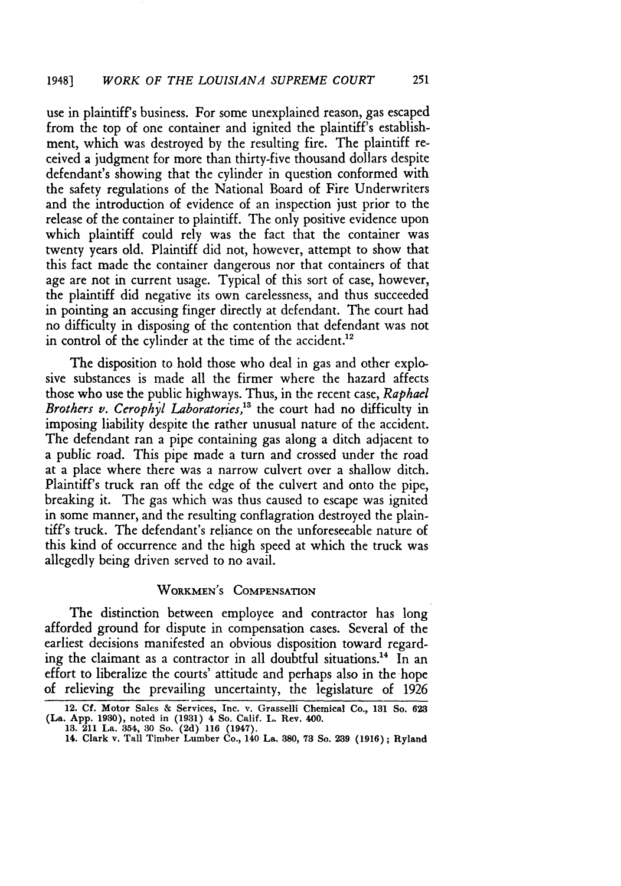use in plaintiff's business. For some unexplained reason, gas escaped from the top of one container and ignited the plaintiff's establishment, which was destroyed by the resulting fire. The plaintiff received a judgment for more than thirty-five thousand dollars despite defendant's showing that the cylinder in question conformed with the safety regulations of the National Board of Fire Underwriters and the introduction of evidence of an inspection just prior to the release of the container to plaintiff. The only positive evidence upon which plaintiff could rely was the fact that the container was twenty years old. Plaintiff did not, however, attempt to show that this fact made the container dangerous nor that containers of that age are not in current usage. Typical of this sort of case, however, the plaintiff did negative its own carelessness, and thus succeeded in pointing an accusing finger directly at defendant. The court had no difficulty in disposing of the contention that defendant was not in control of the cylinder at the time of the accident.[12]

The disposition to hold those who deal in gas and other explosive substances is made all the firmer where the hazard affects those who use the public highways. Thus, in the recent case, *Raphael Brothers v. Cerophyl Laboratories*,[13] the court had no difficulty in imposing liability despite the rather unusual nature of the accident. The defendant ran a pipe containing gas along a ditch adjacent to a public road. This pipe made a turn and crossed under the road at a place where there was a narrow culvert over a shallow ditch. Plaintiff's truck ran off the edge of the culvert and onto the pipe, breaking it. The gas which was thus caused to escape was ignited in some manner, and the resulting conflagration destroyed the plaintiff's truck. The defendant's reliance on the unforeseeable nature of this kind of occurrence and the high speed at which the truck was allegedly being driven served to no avail.

## WORKMEN'S COMPENSATION

The distinction between employee and contractor has long afforded ground for dispute in compensation cases. Several of the earliest decisions manifested an obvious disposition toward regarding the claimant as a contractor in all doubtful situations.[14] In an effort to liberalize the courts' attitude and perhaps also in the hope of relieving the prevailing uncertainty, the legislature of 1926

12. Cf. Motor Sales & Services, Inc. v. Grasselli Chemical Co., 131 So. 623 (La. App. 1930), noted in (1931) 4 So. Calif. L. Rev. 400.

13. 211 La. 354, 30 So. (2d) 116 (1947).

14. Clark v. Tall Timber Lumber Co., 140 La. 380, 73 So. 239 (1916); Ryland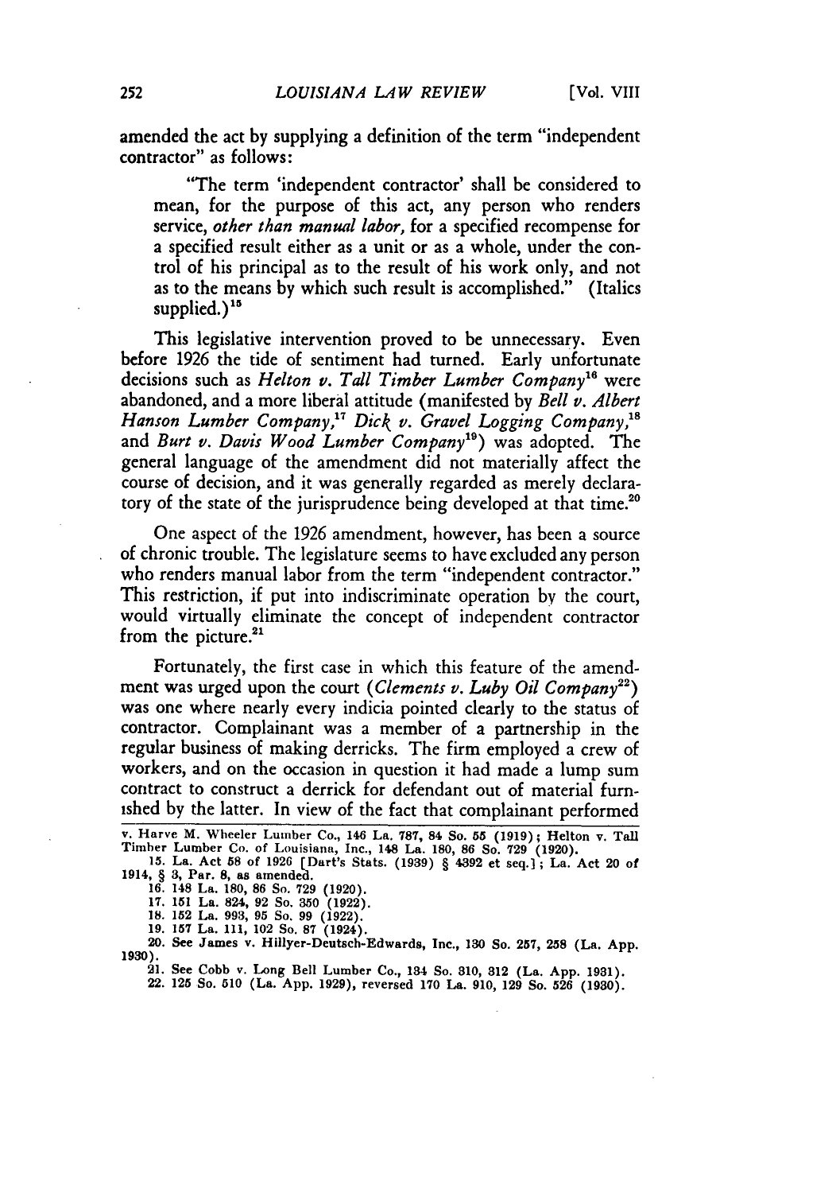amended the act by supplying a definition of the term "independent contractor" as follows:

> "The term 'independent contractor' shall be considered to mean, for the purpose of this act, any person who renders service, *other than manual labor,* for a specified recompense for a specified result either as a unit or as a whole, under the control of his principal as to the result of his work only, and not as to the means by which such result is accomplished." (Italics supplied.)[15]

This legislative intervention proved to be unnecessary. Even before 1926 the tide of sentiment had turned. Early unfortunate decisions such as *Helton v. Tall Timber Lumber Company*[16] were abandoned, and a more liberal attitude (manifested by *Bell v. Albert Hanson Lumber Company,*[17] *Dick v. Gravel Logging Company,*[18] and *Burt v. Davis Wood Lumber Company*[19]) was adopted. The general language of the amendment did not materially affect the course of decision, and it was generally regarded as merely declaratory of the state of the jurisprudence being developed at that time.[20]

One aspect of the 1926 amendment, however, has been a source of chronic trouble. The legislature seems to have excluded any person who renders manual labor from the term "independent contractor." This restriction, if put into indiscriminate operation by the court, would virtually eliminate the concept of independent contractor from the picture.[21]

Fortunately, the first case in which this feature of the amendment was urged upon the court (*Clements v. Luby Oil Company*[22]) was one where nearly every indicia pointed clearly to the status of contractor. Complainant was a member of a partnership in the regular business of making derricks. The firm employed a crew of workers, and on the occasion in question it had made a lump sum contract to construct a derrick for defendant out of material furnished by the latter. In view of the fact that complainant performed

---

v. Harve M. Wheeler Lumber Co., 146 La. 787, 84 So. 55 (1919); Helton v. Tall Timber Lumber Co. of Louisiana, Inc., 148 La. 180, 86 So. 729 (1920).

15. La. Act 58 of 1926 [Dart's Stats. (1939) § 4392 et seq.]; La. Act 20 of 1914, § 3, Par. 8, as amended.

16. 148 La. 180, 86 So. 729 (1920).

17. 151 La. 824, 92 So. 350 (1922).

18. 152 La. 993, 95 So. 99 (1922).

19. 157 La. 111, 102 So. 87 (1924).

20. See James v. Hillyer-Deutsch-Edwards, Inc., 130 So. 257, 258 (La. App. 1930).

21. See Cobb v. Long Bell Lumber Co., 134 So. 310, 312 (La. App. 1931).

22. 125 So. 510 (La. App. 1929), reversed 170 La. 910, 129 So. 526 (1930).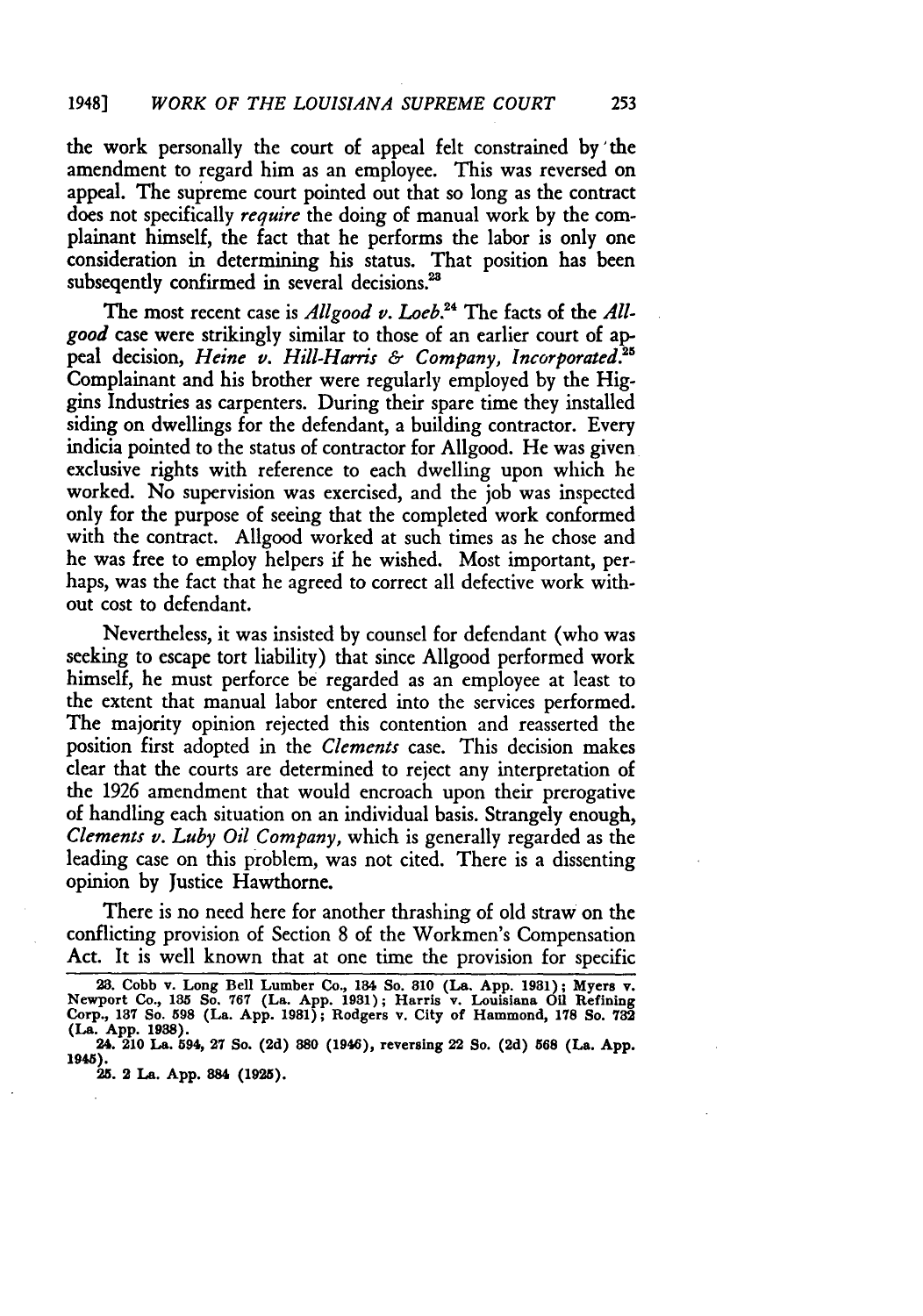the work personally the court of appeal felt constrained by the amendment to regard him as an employee. This was reversed on appeal. The supreme court pointed out that so long as the contract does not specifically *require* the doing of manual work by the complainant himself, the fact that he performs the labor is only one consideration in determining his status. That position has been subseqently confirmed in several decisions.[23]

The most recent case is *Allgood v. Loeb*.[24] The facts of the *Allgood* case were strikingly similar to those of an earlier court of appeal decision, *Heine v. Hill-Harris & Company, Incorporated*.[25] Complainant and his brother were regularly employed by the Higgins Industries as carpenters. During their spare time they installed siding on dwellings for the defendant, a building contractor. Every indicia pointed to the status of contractor for Allgood. He was given exclusive rights with reference to each dwelling upon which he worked. No supervision was exercised, and the job was inspected only for the purpose of seeing that the completed work conformed with the contract. Allgood worked at such times as he chose and he was free to employ helpers if he wished. Most important, perhaps, was the fact that he agreed to correct all defective work without cost to defendant.

Nevertheless, it was insisted by counsel for defendant (who was seeking to escape tort liability) that since Allgood performed work himself, he must perforce be regarded as an employee at least to the extent that manual labor entered into the services performed. The majority opinion rejected this contention and reasserted the position first adopted in the *Clements* case. This decision makes clear that the courts are determined to reject any interpretation of the 1926 amendment that would encroach upon their prerogative of handling each situation on an individual basis. Strangely enough, *Clements v. Luby Oil Company*, which is generally regarded as the leading case on this problem, was not cited. There is a dissenting opinion by Justice Hawthorne.

There is no need here for another thrashing of old straw on the conflicting provision of Section 8 of the Workmen's Compensation Act. It is well known that at one time the provision for specific

23. Cobb v. Long Bell Lumber Co., 184 So. 810 (La. App. 1931); Myers v. Newport Co., 135 So. 767 (La. App. 1931); Harris v. Louisiana Oil Refining Corp., 137 So. 598 (La. App. 1931); Rodgers v. City of Hammond, 178 So. 732 (La. App. 1938).

24. 210 La. 594, 27 So. (2d) 380 (1946), reversing 22 So. (2d) 568 (La. App. 1945).

25. 2 La. App. 384 (1925).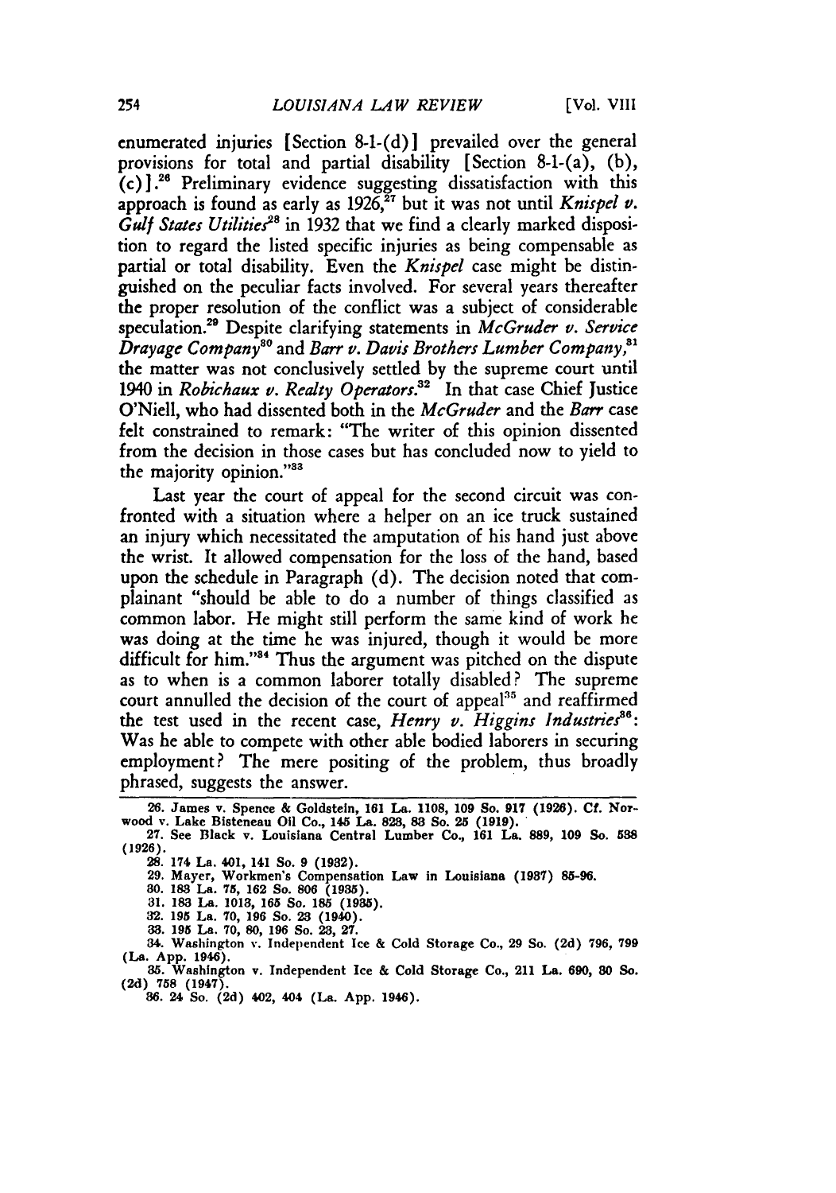enumerated injuries [Section 8-1-(d)] prevailed over the general provisions for total and partial disability [Section 8-1-(a), (b), (c)].[26] Preliminary evidence suggesting dissatisfaction with this approach is found as early as 1926,[27] but it was not until *Knispel v. Gulf States Utilities*[28] in 1932 that we find a clearly marked disposition to regard the listed specific injuries as being compensable as partial or total disability. Even the *Knispel* case might be distinguished on the peculiar facts involved. For several years thereafter the proper resolution of the conflict was a subject of considerable speculation.[29] Despite clarifying statements in *McGruder v. Service Drayage Company*[30] and *Barr v. Davis Brothers Lumber Company*,[31] the matter was not conclusively settled by the supreme court until 1940 in *Robichaux v. Realty Operators*.[32] In that case Chief Justice O'Niell, who had dissented both in the *McGruder* and the *Barr* case felt constrained to remark: "The writer of this opinion dissented from the decision in those cases but has concluded now to yield to the majority opinion."[33]

Last year the court of appeal for the second circuit was confronted with a situation where a helper on an ice truck sustained an injury which necessitated the amputation of his hand just above the wrist. It allowed compensation for the loss of the hand, based upon the schedule in Paragraph (d). The decision noted that complainant "should be able to do a number of things classified as common labor. He might still perform the same kind of work he was doing at the time he was injured, though it would be more difficult for him."[34] Thus the argument was pitched on the dispute as to when is a common laborer totally disabled? The supreme court annulled the decision of the court of appeal[35] and reaffirmed the test used in the recent case, *Henry v. Higgins Industries*[36]: Was he able to compete with other able bodied laborers in securing employment? The mere positing of the problem, thus broadly phrased, suggests the answer.

---

26. James v. Spence & Goldstein, 161 La. 1108, 109 So. 917 (1926). Cf. Norwood v. Lake Bisteneau Oil Co., 145 La. 823, 83 So. 25 (1919).

27. See Black v. Louisiana Central Lumber Co., 161 La. 889, 109 So. 538 (1926).

28. 174 La. 401, 141 So. 9 (1932).

29. Mayer, Workmen's Compensation Law in Louisiana (1937) 85-96.

30. 183 La. 75, 162 So. 806 (1935).

31. 183 La. 1013, 165 So. 185 (1935).

32. 195 La. 70, 196 So. 23 (1940).

33. 195 La. 70, 80, 196 So. 23, 27.

34. Washington v. Independent Ice & Cold Storage Co., 29 So. (2d) 796, 799 (La. App. 1946).

35. Washington v. Independent Ice & Cold Storage Co., 211 La. 690, 30 So. (2d) 758 (1947).

36. 24 So. (2d) 402, 404 (La. App. 1946).